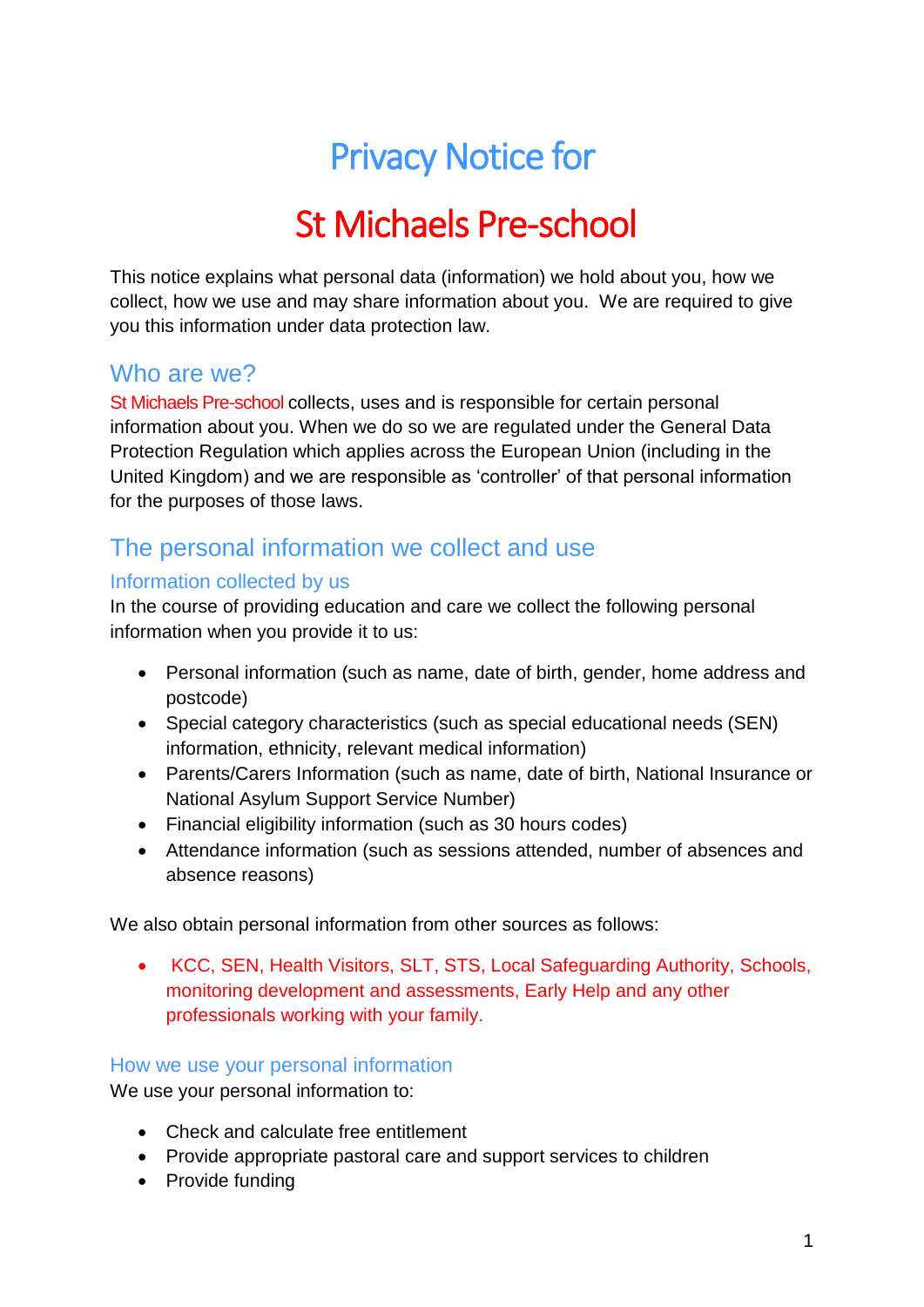# Privacy Notice for

# St Michaels Pre-school

This notice explains what personal data (information) we hold about you, how we collect, how we use and may share information about you. We are required to give you this information under data protection law.

## Who are we?

St Michaels Pre-school collects, uses and is responsible for certain personal information about you. When we do so we are regulated under the General Data Protection Regulation which applies across the European Union (including in the United Kingdom) and we are responsible as 'controller' of that personal information for the purposes of those laws.

## The personal information we collect and use

### Information collected by us

In the course of providing education and care we collect the following personal information when you provide it to us:

- Personal information (such as name, date of birth, gender, home address and postcode)
- Special category characteristics (such as special educational needs (SEN) information, ethnicity, relevant medical information)
- Parents/Carers Information (such as name, date of birth, National Insurance or National Asylum Support Service Number)
- Financial eligibility information (such as 30 hours codes)
- Attendance information (such as sessions attended, number of absences and absence reasons)

We also obtain personal information from other sources as follows:

- KCC, SEN, Health Visitors, SLT, STS, Local Safeguarding Authority, Schools, monitoring development and assessments, Early Help and any other professionals working with your family.

### How we use your personal information

We use your personal information to:

- Check and calculate free entitlement
- Provide appropriate pastoral care and support services to children
- Provide funding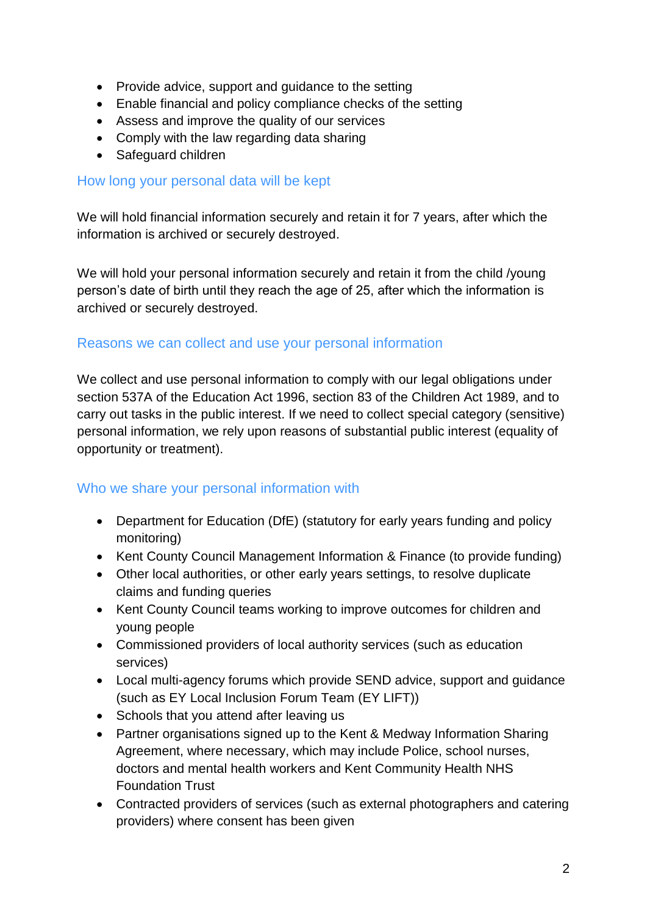- Provide advice, support and guidance to the setting
- Enable financial and policy compliance checks of the setting
- Assess and improve the quality of our services
- Comply with the law regarding data sharing
- Safeguard children

## How long your personal data will be kept

We will hold financial information securely and retain it for 7 years, after which the information is archived or securely destroyed.

We will hold your personal information securely and retain it from the child /young person's date of birth until they reach the age of 25, after which the information is archived or securely destroyed.

## Reasons we can collect and use your personal information

We collect and use personal information to comply with our legal obligations under section 537A of the Education Act 1996, section 83 of the Children Act 1989, and to carry out tasks in the public interest. If we need to collect special category (sensitive) personal information, we rely upon reasons of substantial public interest (equality of opportunity or treatment).

## Who we share your personal information with

- Department for Education (DfE) (statutory for early years funding and policy monitoring)
- Kent County Council Management Information & Finance (to provide funding)
- Other local authorities, or other early years settings, to resolve duplicate claims and funding queries
- Kent County Council teams working to improve outcomes for children and young people
- Commissioned providers of local authority services (such as education services)
- Local multi-agency forums which provide SEND advice, support and guidance (such as EY Local Inclusion Forum Team (EY LIFT))
- Schools that you attend after leaving us
- Partner organisations signed up to the Kent & Medway Information Sharing Agreement, where necessary, which may include Police, school nurses, doctors and mental health workers and Kent Community Health NHS Foundation Trust
- Contracted providers of services (such as external photographers and catering providers) where consent has been given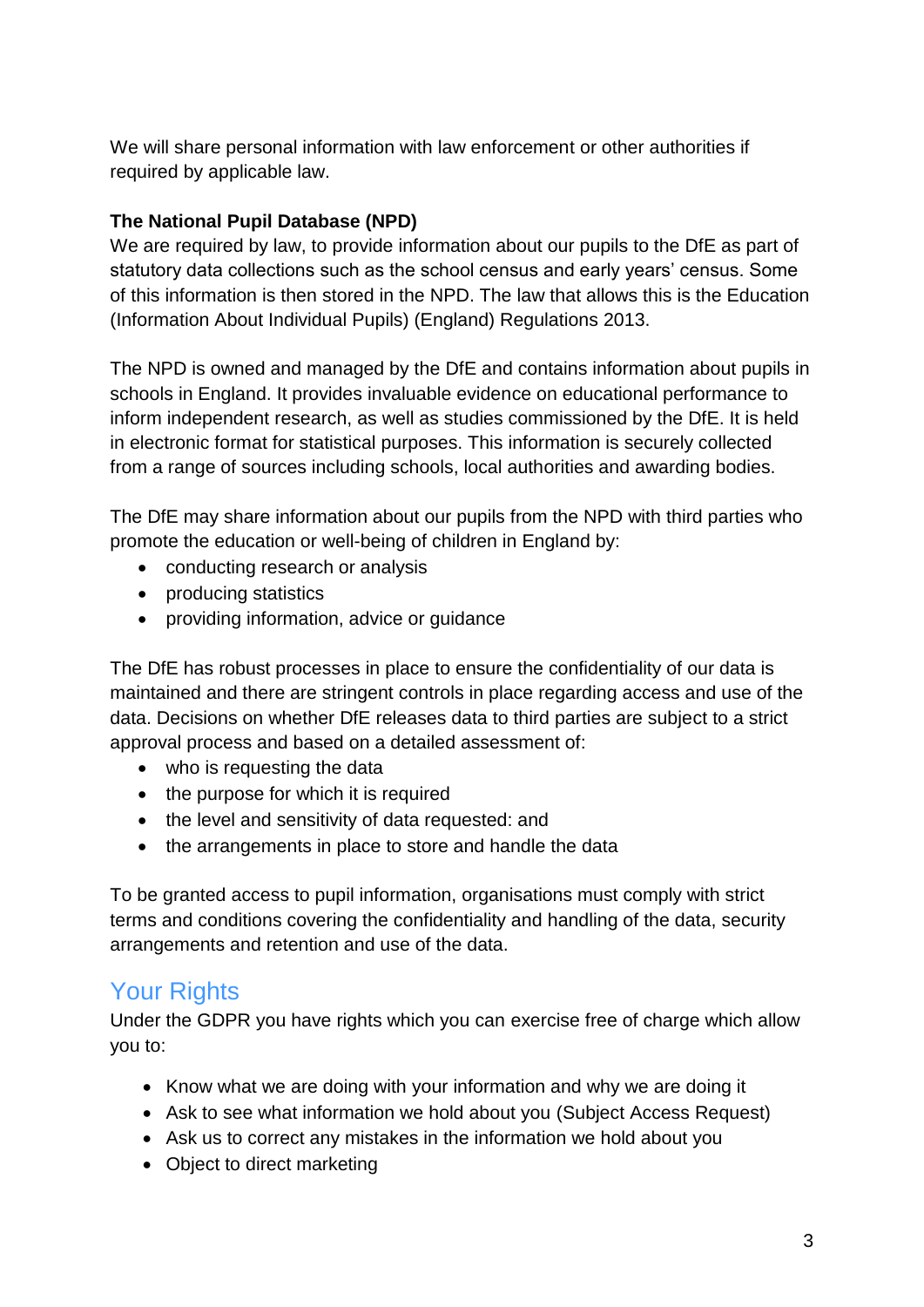We will share personal information with law enforcement or other authorities if required by applicable law.

**The National Pupil Database (NPD)**

We are required by law, to provide information about our pupils to the DfE as part of statutory data collections such as the school census and early years' census. Some of this information is then stored in the NPD. The law that allows this is the Education (Information About Individual Pupils) (England) Regulations 2013.

The NPD is owned and managed by the DfE and contains information about pupils in schools in England. It provides invaluable evidence on educational performance to inform independent research, as well as studies commissioned by the DfE. It is held in electronic format for statistical purposes. This information is securely collected from a range of sources including schools, local authorities and awarding bodies.

The DfE may share information about our pupils from the NPD with third parties who promote the education or well-being of children in England by:

- conducting research or analysis
- producing statistics
- providing information, advice or guidance

The DfE has robust processes in place to ensure the confidentiality of our data is maintained and there are stringent controls in place regarding access and use of the data. Decisions on whether DfE releases data to third parties are subject to a strict approval process and based on a detailed assessment of:

- who is requesting the data
- the purpose for which it is required
- the level and sensitivity of data requested: and
- the arrangements in place to store and handle the data

To be granted access to pupil information, organisations must comply with strict terms and conditions covering the confidentiality and handling of the data, security arrangements and retention and use of the data.

## Your Rights

Under the GDPR you have rights which you can exercise free of charge which allow you to:

- Know what we are doing with your information and why we are doing it
- Ask to see what information we hold about you (Subject Access Request)
- Ask us to correct any mistakes in the information we hold about you
- Object to direct marketing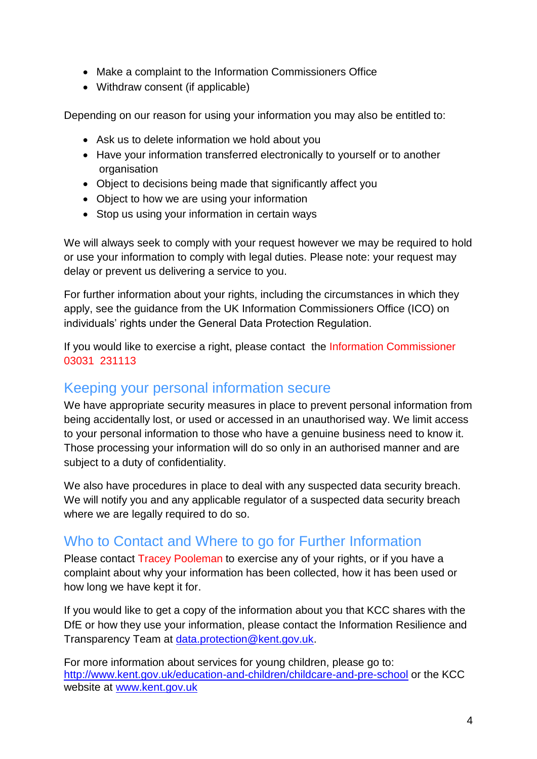- Make a complaint to the Information Commissioners Office
- Withdraw consent (if applicable)

Depending on our reason for using your information you may also be entitled to:

- Ask us to delete information we hold about you
- Have your information transferred electronically to yourself or to another organisation
- Object to decisions being made that significantly affect you
- Object to how we are using your information
- Stop us using your information in certain ways

We will always seek to comply with your request however we may be required to hold or use your information to comply with legal duties. Please note: your request may delay or prevent us delivering a service to you.

For further information about your rights, including the circumstances in which they apply, see the guidance from the UK Information Commissioners Office (ICO) on individuals' rights under the General Data Protection Regulation.

If you would like to exercise a right, please contact the Information Commissioner 03031 231113

## Keeping your personal information secure

We have appropriate security measures in place to prevent personal information from being accidentally lost, or used or accessed in an unauthorised way. We limit access to your personal information to those who have a genuine business need to know it. Those processing your information will do so only in an authorised manner and are subject to a duty of confidentiality.

We also have procedures in place to deal with any suspected data security breach. We will notify you and any applicable regulator of a suspected data security breach where we are legally required to do so.

## Who to Contact and Where to go for Further Information

Please contact Tracey Pooleman to exercise any of your rights, or if you have a complaint about why your information has been collected, how it has been used or how long we have kept it for.

If you would like to get a copy of the information about you that KCC shares with the DfE or how they use your information, please contact the Information Resilience and Transparency Team at data.protection@kent.gov.uk.

For more information about services for young children, please go to: http://www.kent.gov.uk/education-and-children/childcare-and-pre-school or the KCC website at www.kent.gov.uk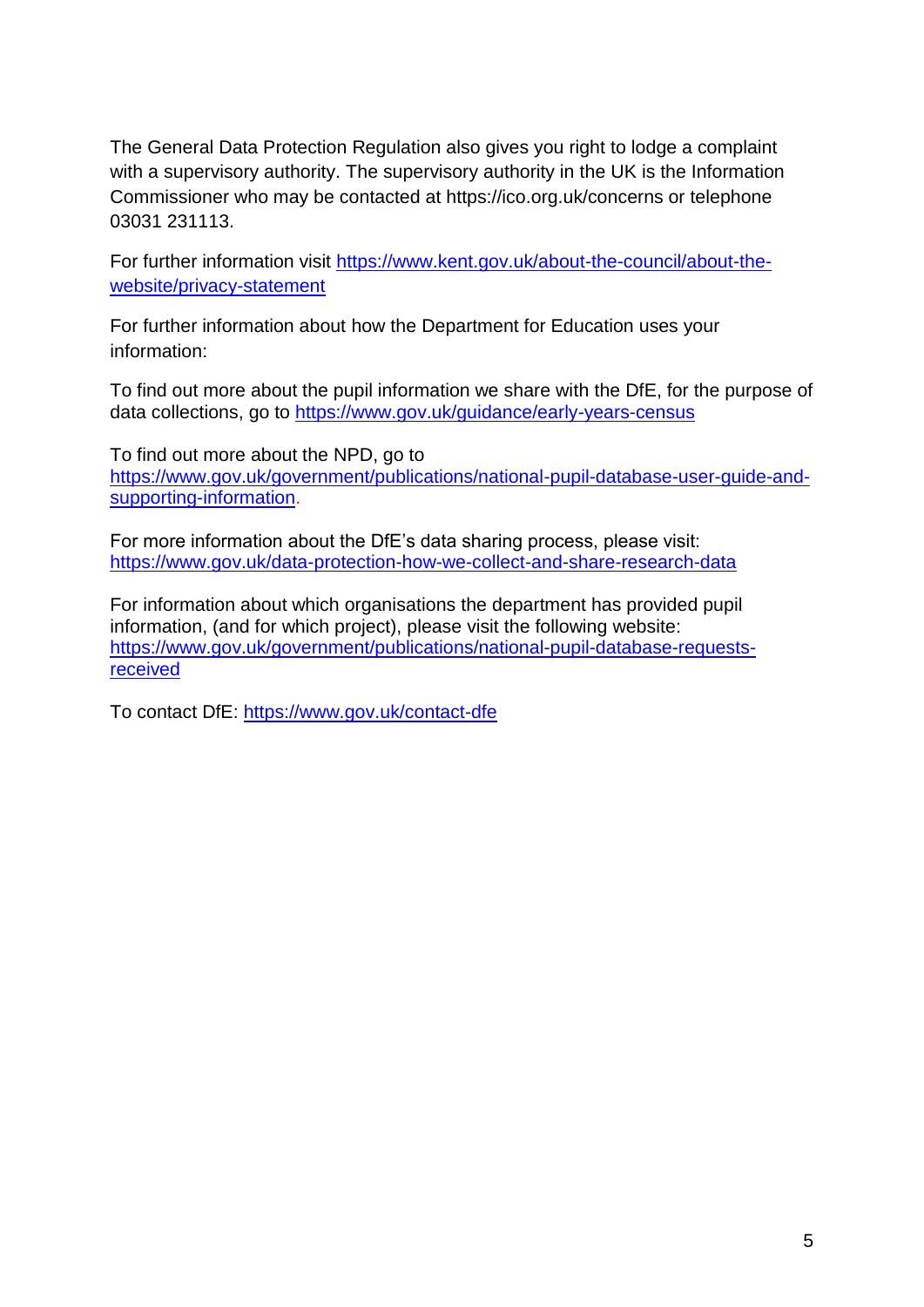The General Data Protection Regulation also gives you right to lodge a complaint with a supervisory authority. The supervisory authority in the UK is the Information Commissioner who may be contacted at https://ico.org.uk/concerns or telephone 03031 231113.

For further information visit [https://www.kent.gov.uk/about-the-council/about-the-website/privacy-statement](https://www.kent.gov.uk/about-the-council/about-the-website/privacy-statement)

For further information about how the Department for Education uses your information:

To find out more about the pupil information we share with the DfE, for the purpose of data collections, go to [https://www.gov.uk/guidance/early-years-census](https://www.gov.uk/guidance/early-years-census)

To find out more about the NPD, go to [https://www.gov.uk/government/publications/national-pupil-database-user-guide-and-supporting-information](https://www.gov.uk/government/publications/national-pupil-database-user-guide-and-supporting-information).

For more information about the DfE's data sharing process, please visit: [https://www.gov.uk/data-protection-how-we-collect-and-share-research-data](https://www.gov.uk/data-protection-how-we-collect-and-share-research-data)

For information about which organisations the department has provided pupil information, (and for which project), please visit the following website: [https://www.gov.uk/government/publications/national-pupil-database-requests-received](https://www.gov.uk/government/publications/national-pupil-database-requests-received)

To contact DfE: [https://www.gov.uk/contact-dfe](https://www.gov.uk/contact-dfe)